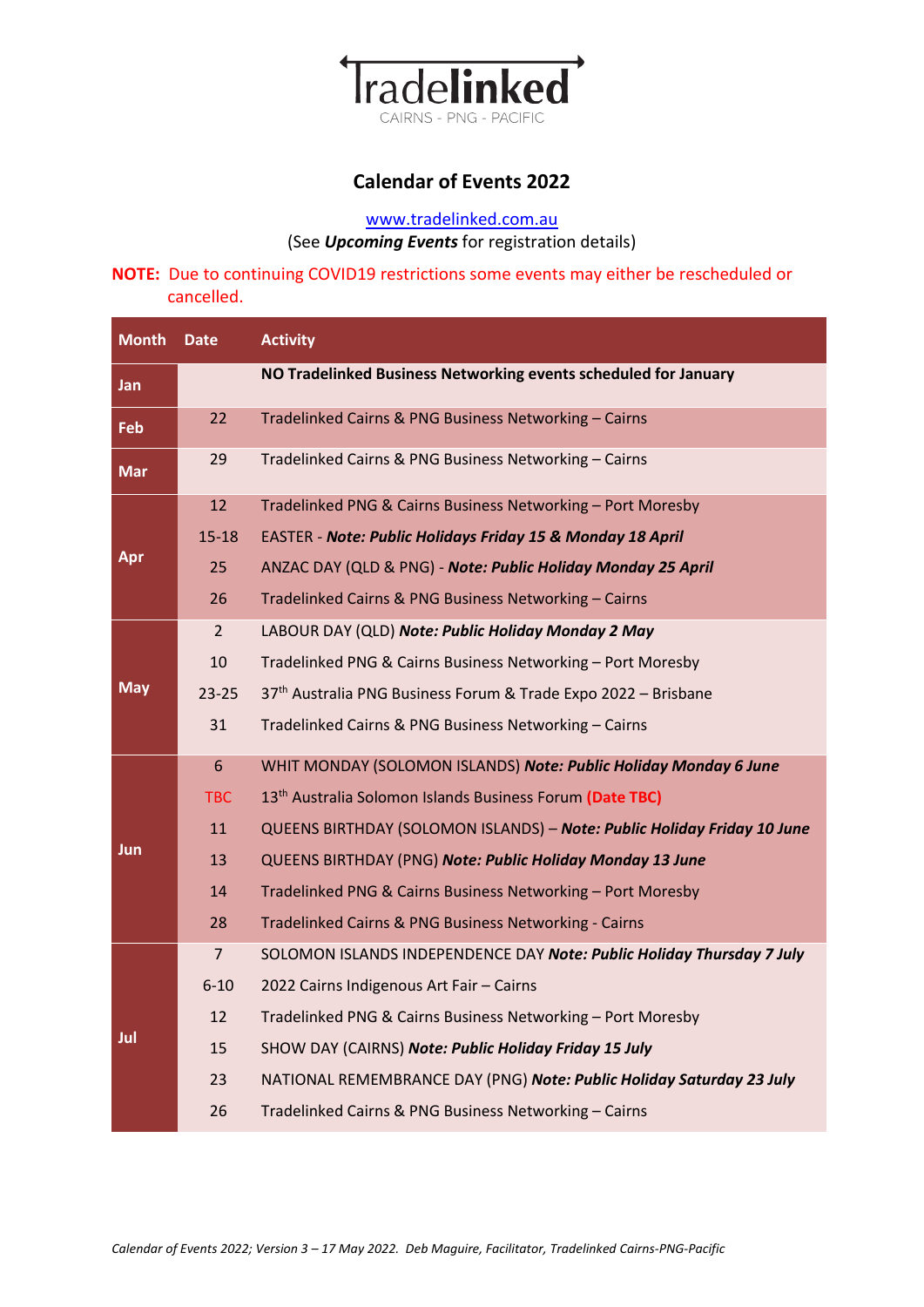# Tradelinked

CAIRNS - PNG - PACIFIC

## Calendar of Events 2022

[www.tradelinked.com.au](http://www.tradelinked.com.au)

(See ***Upcoming Events*** for registration details)

**NOTE:** Due to continuing COVID19 restrictions some events may either be rescheduled or cancelled.

| Month | Date | Activity |
|---|---|---|
| **Jan** | | **NO Tradelinked Business Networking events scheduled for January** |
| **Feb** | 22 | Tradelinked Cairns & PNG Business Networking – Cairns |
| **Mar** | 29 | Tradelinked Cairns & PNG Business Networking – Cairns |
| **Apr** | 12 | Tradelinked PNG & Cairns Business Networking – Port Moresby |
| | 15-18 | EASTER - ***Note: Public Holidays Friday 15 & Monday 18 April*** |
| | 25 | ANZAC DAY (QLD & PNG) - ***Note: Public Holiday Monday 25 April*** |
| | 26 | Tradelinked Cairns & PNG Business Networking – Cairns |
| **May** | 2 | LABOUR DAY (QLD) ***Note: Public Holiday Monday 2 May*** |
| | 10 | Tradelinked PNG & Cairns Business Networking – Port Moresby |
| | 23-25 | 37th Australia PNG Business Forum & Trade Expo 2022 – Brisbane |
| | 31 | Tradelinked Cairns & PNG Business Networking – Cairns |
| **Jun** | 6 | WHIT MONDAY (SOLOMON ISLANDS) ***Note: Public Holiday Monday 6 June*** |
| | TBC | 13th Australia Solomon Islands Business Forum **(Date TBC)** |
| | 11 | QUEENS BIRTHDAY (SOLOMON ISLANDS) – ***Note: Public Holiday Friday 10 June*** |
| | 13 | QUEENS BIRTHDAY (PNG) ***Note: Public Holiday Monday 13 June*** |
| | 14 | Tradelinked PNG & Cairns Business Networking – Port Moresby |
| | 28 | Tradelinked Cairns & PNG Business Networking - Cairns |
| **Jul** | 7 | SOLOMON ISLANDS INDEPENDENCE DAY ***Note: Public Holiday Thursday 7 July*** |
| | 6-10 | 2022 Cairns Indigenous Art Fair – Cairns |
| | 12 | Tradelinked PNG & Cairns Business Networking – Port Moresby |
| | 15 | SHOW DAY (CAIRNS) ***Note: Public Holiday Friday 15 July*** |
| | 23 | NATIONAL REMEMBRANCE DAY (PNG) ***Note: Public Holiday Saturday 23 July*** |
| | 26 | Tradelinked Cairns & PNG Business Networking – Cairns |

*Calendar of Events 2022; Version 3 – 17 May 2022. Deb Maguire, Facilitator, Tradelinked Cairns-PNG-Pacific*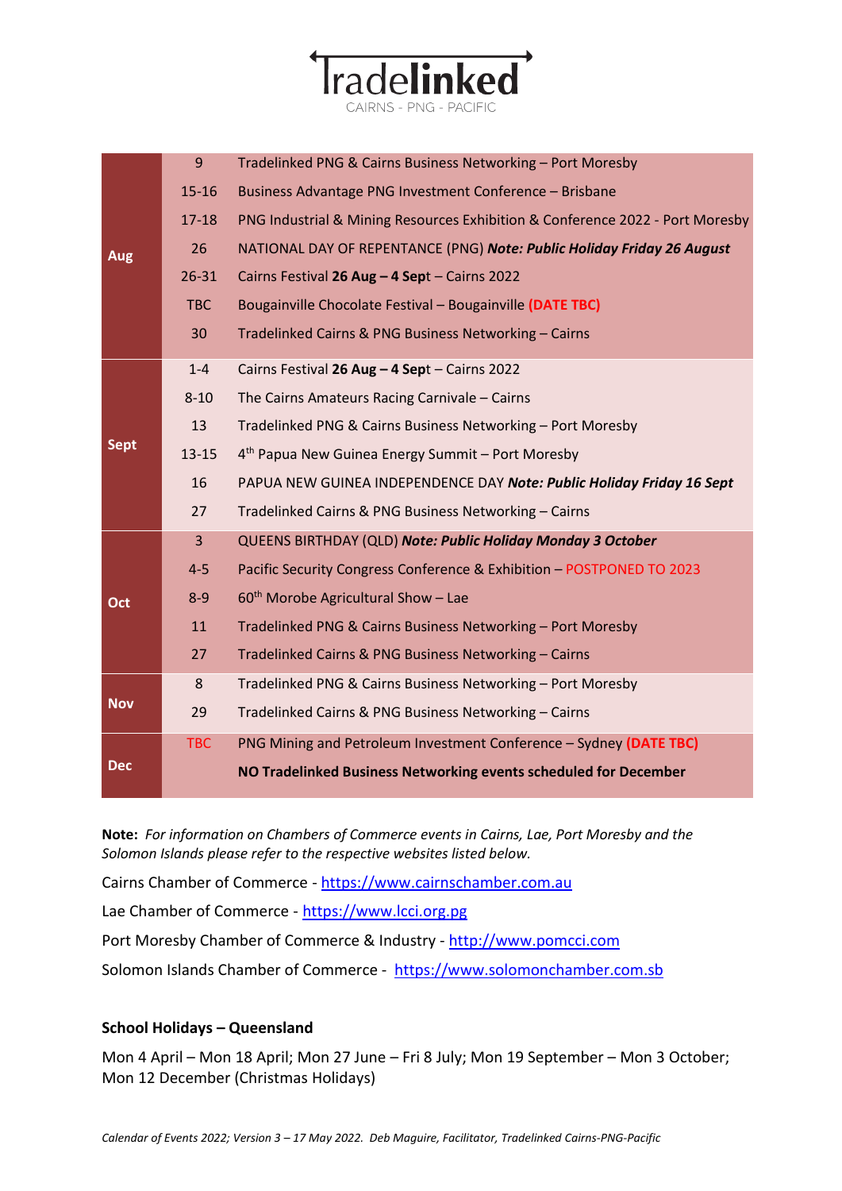# Tradelinked
CAIRNS - PNG - PACIFIC

| Month | Date | Event |
|---|---|---|
| **Aug** | 9 | Tradelinked PNG & Cairns Business Networking – Port Moresby |
| | 15-16 | Business Advantage PNG Investment Conference – Brisbane |
| | 17-18 | PNG Industrial & Mining Resources Exhibition & Conference 2022 - Port Moresby |
| | 26 | NATIONAL DAY OF REPENTANCE (PNG) ***Note: Public Holiday Friday 26 August*** |
| | 26-31 | Cairns Festival **26 Aug – 4 Sep**t – Cairns 2022 |
| | TBC | Bougainville Chocolate Festival – Bougainville **(DATE TBC)** |
| | 30 | Tradelinked Cairns & PNG Business Networking – Cairns |
| **Sept** | 1-4 | Cairns Festival **26 Aug – 4 Sep**t – Cairns 2022 |
| | 8-10 | The Cairns Amateurs Racing Carnivale – Cairns |
| | 13 | Tradelinked PNG & Cairns Business Networking – Port Moresby |
| | 13-15 | 4th Papua New Guinea Energy Summit – Port Moresby |
| | 16 | PAPUA NEW GUINEA INDEPENDENCE DAY ***Note: Public Holiday Friday 16 Sept*** |
| | 27 | Tradelinked Cairns & PNG Business Networking – Cairns |
| **Oct** | 3 | QUEENS BIRTHDAY (QLD) ***Note: Public Holiday Monday 3 October*** |
| | 4-5 | Pacific Security Congress Conference & Exhibition – POSTPONED TO 2023 |
| | 8-9 | 60th Morobe Agricultural Show – Lae |
| | 11 | Tradelinked PNG & Cairns Business Networking – Port Moresby |
| | 27 | Tradelinked Cairns & PNG Business Networking – Cairns |
| **Nov** | 8 | Tradelinked PNG & Cairns Business Networking – Port Moresby |
| | 29 | Tradelinked Cairns & PNG Business Networking – Cairns |
| **Dec** | TBC | PNG Mining and Petroleum Investment Conference – Sydney **(DATE TBC)** |
| | | **NO Tradelinked Business Networking events scheduled for December** |

**Note:** *For information on Chambers of Commerce events in Cairns, Lae, Port Moresby and the Solomon Islands please refer to the respective websites listed below.*

Cairns Chamber of Commerce - https://www.cairnschamber.com.au

Lae Chamber of Commerce - https://www.lcci.org.pg

Port Moresby Chamber of Commerce & Industry - http://www.pomcci.com

Solomon Islands Chamber of Commerce - https://www.solomonchamber.com.sb

**School Holidays – Queensland**

Mon 4 April – Mon 18 April; Mon 27 June – Fri 8 July; Mon 19 September – Mon 3 October; Mon 12 December (Christmas Holidays)

*Calendar of Events 2022; Version 3 – 17 May 2022. Deb Maguire, Facilitator, Tradelinked Cairns-PNG-Pacific*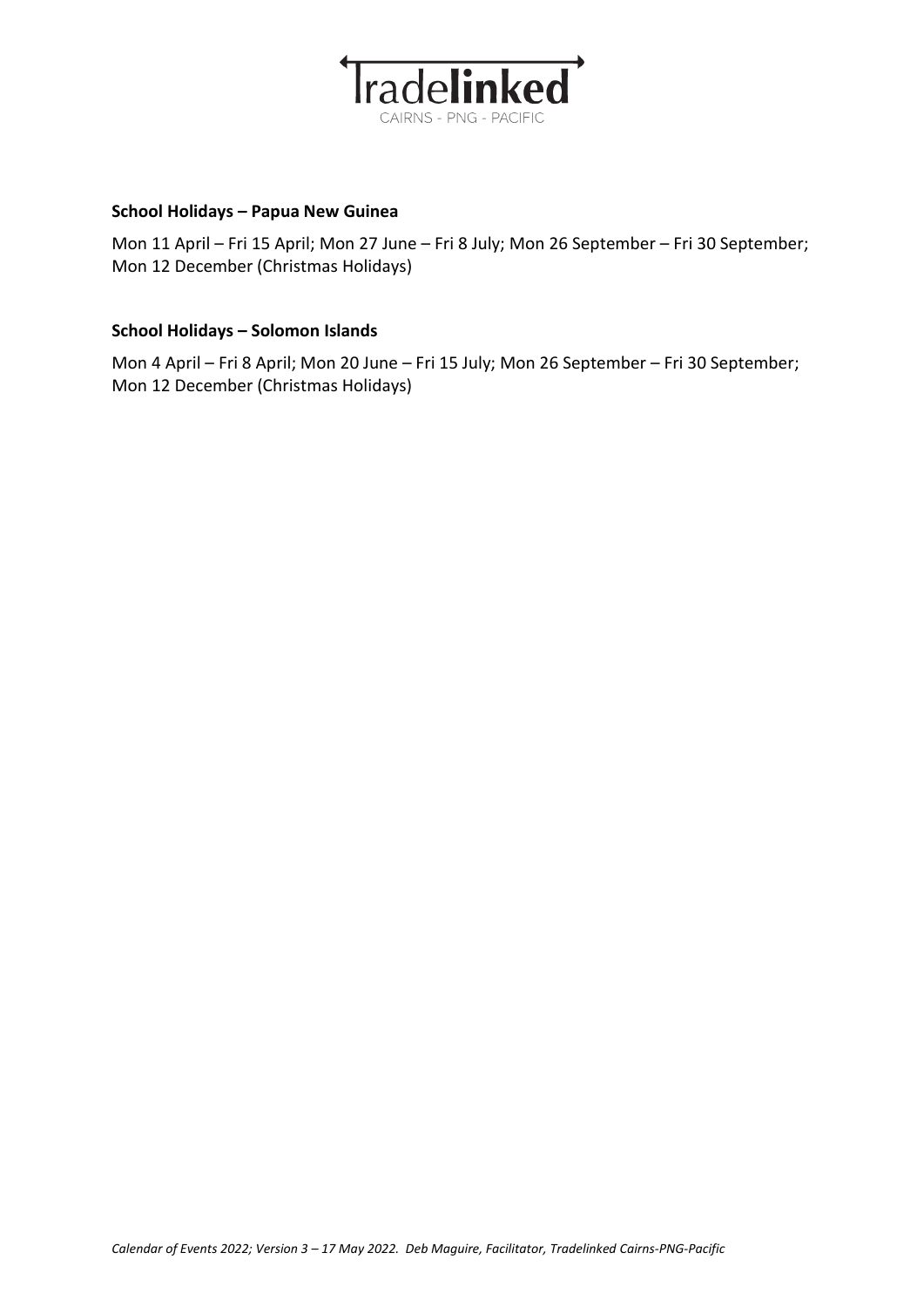**School Holidays – Papua New Guinea**

Mon 11 April – Fri 15 April; Mon 27 June – Fri 8 July; Mon 26 September – Fri 30 September; Mon 12 December (Christmas Holidays)

**School Holidays – Solomon Islands**

Mon 4 April – Fri 8 April; Mon 20 June – Fri 15 July; Mon 26 September – Fri 30 September; Mon 12 December (Christmas Holidays)